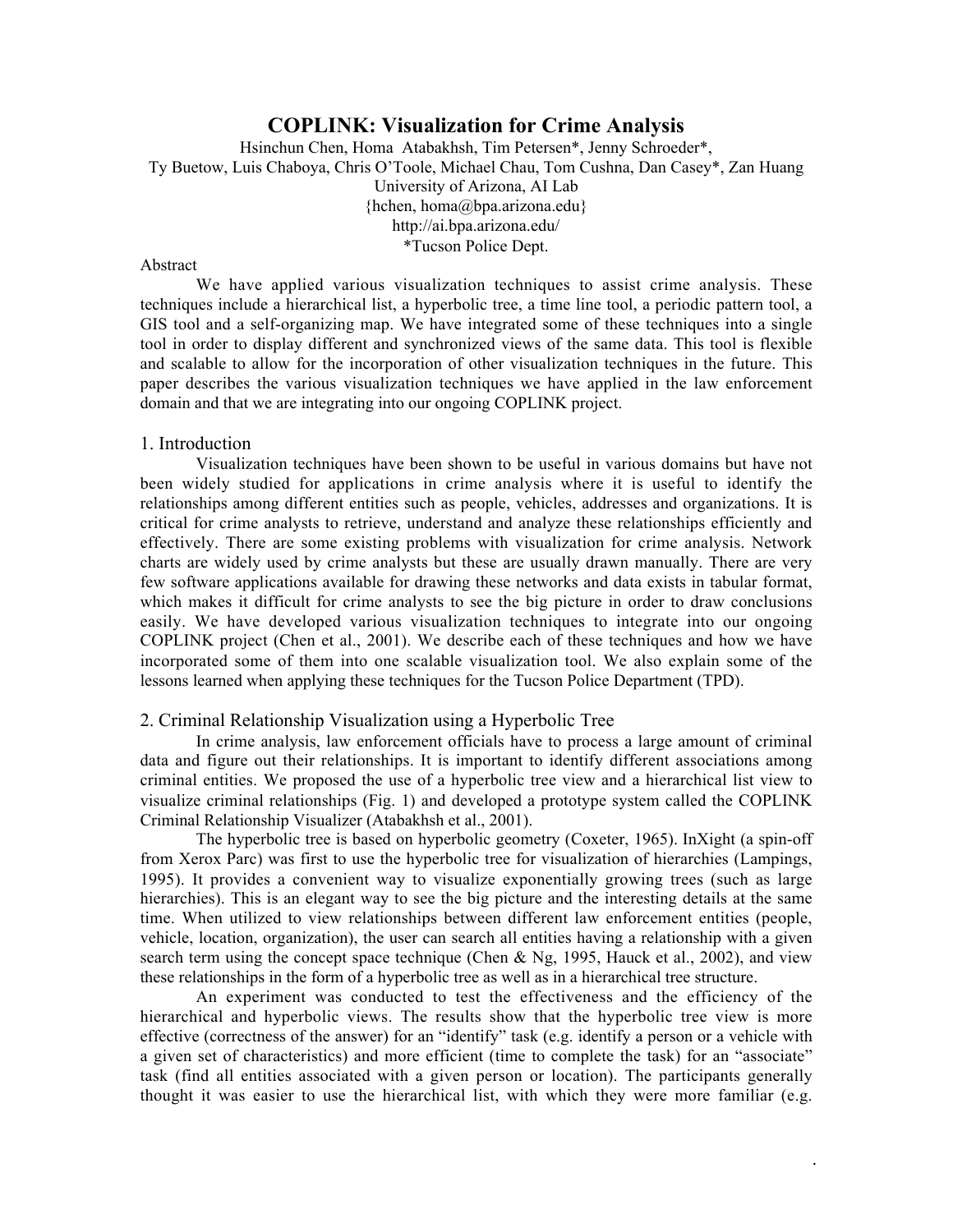# COPLINK: Visualization for Crime Analysis

Hsinchun Chen, Homa Atabakhsh, Tim Petersen*, Jenny Schroeder*,
Ty Buetow, Luis Chaboya, Chris O'Toole, Michael Chau, Tom Cushna, Dan Casey*, Zan Huang
University of Arizona, AI Lab
{hchen, homa@bpa.arizona.edu}
http://ai.bpa.arizona.edu/
*Tucson Police Dept.

Abstract

We have applied various visualization techniques to assist crime analysis. These techniques include a hierarchical list, a hyperbolic tree, a time line tool, a periodic pattern tool, a GIS tool and a self-organizing map. We have integrated some of these techniques into a single tool in order to display different and synchronized views of the same data. This tool is flexible and scalable to allow for the incorporation of other visualization techniques in the future. This paper describes the various visualization techniques we have applied in the law enforcement domain and that we are integrating into our ongoing COPLINK project.

## 1. Introduction

Visualization techniques have been shown to be useful in various domains but have not been widely studied for applications in crime analysis where it is useful to identify the relationships among different entities such as people, vehicles, addresses and organizations. It is critical for crime analysts to retrieve, understand and analyze these relationships efficiently and effectively. There are some existing problems with visualization for crime analysis. Network charts are widely used by crime analysts but these are usually drawn manually. There are very few software applications available for drawing these networks and data exists in tabular format, which makes it difficult for crime analysts to see the big picture in order to draw conclusions easily. We have developed various visualization techniques to integrate into our ongoing COPLINK project (Chen et al., 2001). We describe each of these techniques and how we have incorporated some of them into one scalable visualization tool. We also explain some of the lessons learned when applying these techniques for the Tucson Police Department (TPD).

## 2. Criminal Relationship Visualization using a Hyperbolic Tree

In crime analysis, law enforcement officials have to process a large amount of criminal data and figure out their relationships. It is important to identify different associations among criminal entities. We proposed the use of a hyperbolic tree view and a hierarchical list view to visualize criminal relationships (Fig. 1) and developed a prototype system called the COPLINK Criminal Relationship Visualizer (Atabakhsh et al., 2001).

The hyperbolic tree is based on hyperbolic geometry (Coxeter, 1965). InXight (a spin-off from Xerox Parc) was first to use the hyperbolic tree for visualization of hierarchies (Lampings, 1995). It provides a convenient way to visualize exponentially growing trees (such as large hierarchies). This is an elegant way to see the big picture and the interesting details at the same time. When utilized to view relationships between different law enforcement entities (people, vehicle, location, organization), the user can search all entities having a relationship with a given search term using the concept space technique (Chen & Ng, 1995, Hauck et al., 2002), and view these relationships in the form of a hyperbolic tree as well as in a hierarchical tree structure.

An experiment was conducted to test the effectiveness and the efficiency of the hierarchical and hyperbolic views. The results show that the hyperbolic tree view is more effective (correctness of the answer) for an "identify" task (e.g. identify a person or a vehicle with a given set of characteristics) and more efficient (time to complete the task) for an "associate" task (find all entities associated with a given person or location). The participants generally thought it was easier to use the hierarchical list, with which they were more familiar (e.g.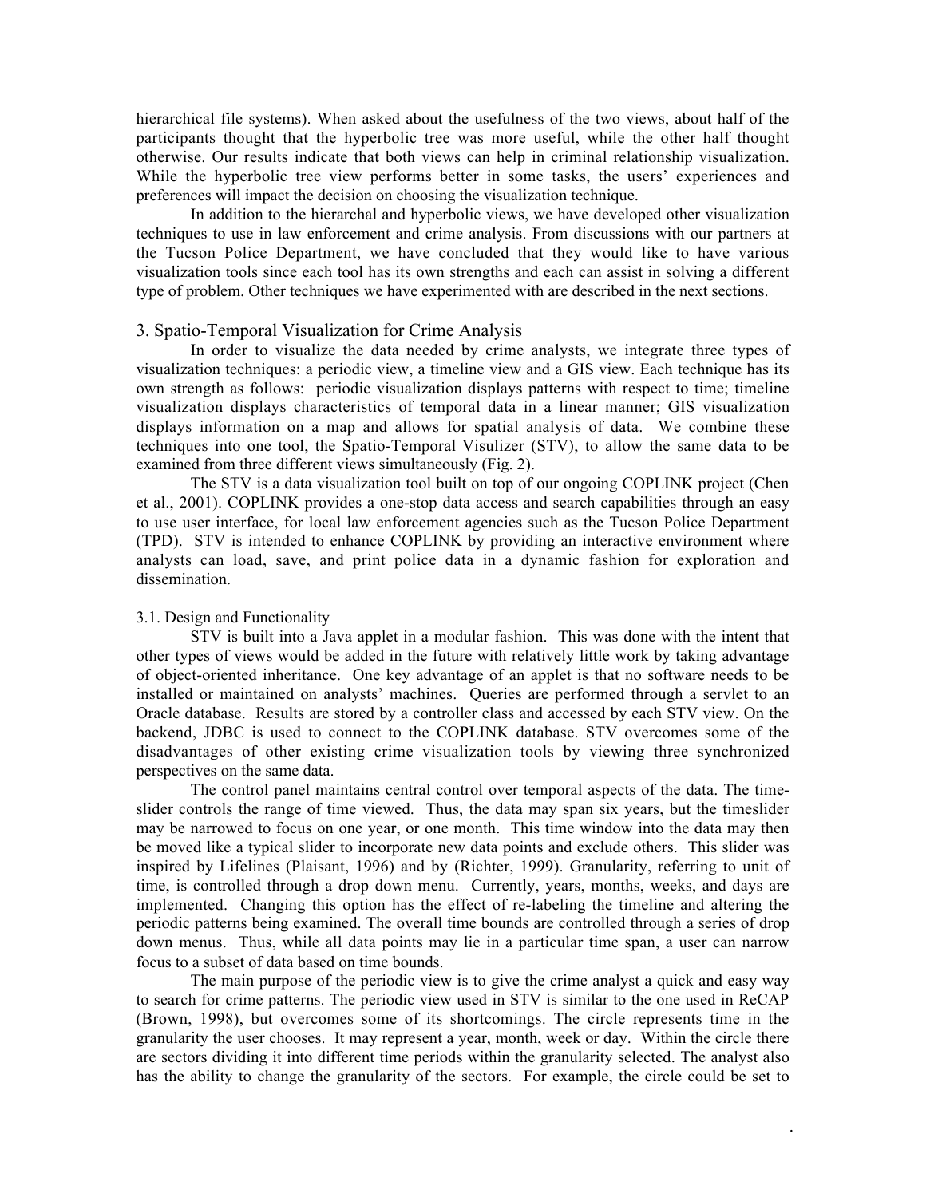hierarchical file systems). When asked about the usefulness of the two views, about half of the participants thought that the hyperbolic tree was more useful, while the other half thought otherwise. Our results indicate that both views can help in criminal relationship visualization. While the hyperbolic tree view performs better in some tasks, the users' experiences and preferences will impact the decision on choosing the visualization technique.

In addition to the hierarchal and hyperbolic views, we have developed other visualization techniques to use in law enforcement and crime analysis. From discussions with our partners at the Tucson Police Department, we have concluded that they would like to have various visualization tools since each tool has its own strengths and each can assist in solving a different type of problem. Other techniques we have experimented with are described in the next sections.

## 3. Spatio-Temporal Visualization for Crime Analysis

In order to visualize the data needed by crime analysts, we integrate three types of visualization techniques: a periodic view, a timeline view and a GIS view. Each technique has its own strength as follows: periodic visualization displays patterns with respect to time; timeline visualization displays characteristics of temporal data in a linear manner; GIS visualization displays information on a map and allows for spatial analysis of data. We combine these techniques into one tool, the Spatio-Temporal Visulizer (STV), to allow the same data to be examined from three different views simultaneously (Fig. 2).

The STV is a data visualization tool built on top of our ongoing COPLINK project (Chen et al., 2001). COPLINK provides a one-stop data access and search capabilities through an easy to use user interface, for local law enforcement agencies such as the Tucson Police Department (TPD). STV is intended to enhance COPLINK by providing an interactive environment where analysts can load, save, and print police data in a dynamic fashion for exploration and dissemination.

### 3.1. Design and Functionality

STV is built into a Java applet in a modular fashion. This was done with the intent that other types of views would be added in the future with relatively little work by taking advantage of object-oriented inheritance. One key advantage of an applet is that no software needs to be installed or maintained on analysts' machines. Queries are performed through a servlet to an Oracle database. Results are stored by a controller class and accessed by each STV view. On the backend, JDBC is used to connect to the COPLINK database. STV overcomes some of the disadvantages of other existing crime visualization tools by viewing three synchronized perspectives on the same data.

The control panel maintains central control over temporal aspects of the data. The time-slider controls the range of time viewed. Thus, the data may span six years, but the timeslider may be narrowed to focus on one year, or one month. This time window into the data may then be moved like a typical slider to incorporate new data points and exclude others. This slider was inspired by Lifelines (Plaisant, 1996) and by (Richter, 1999). Granularity, referring to unit of time, is controlled through a drop down menu. Currently, years, months, weeks, and days are implemented. Changing this option has the effect of re-labeling the timeline and altering the periodic patterns being examined. The overall time bounds are controlled through a series of drop down menus. Thus, while all data points may lie in a particular time span, a user can narrow focus to a subset of data based on time bounds.

The main purpose of the periodic view is to give the crime analyst a quick and easy way to search for crime patterns. The periodic view used in STV is similar to the one used in ReCAP (Brown, 1998), but overcomes some of its shortcomings. The circle represents time in the granularity the user chooses. It may represent a year, month, week or day. Within the circle there are sectors dividing it into different time periods within the granularity selected. The analyst also has the ability to change the granularity of the sectors. For example, the circle could be set to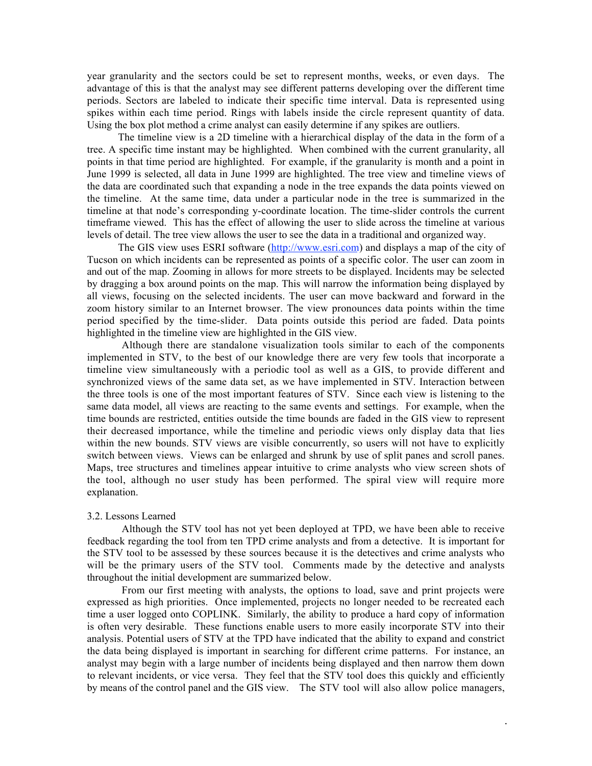year granularity and the sectors could be set to represent months, weeks, or even days. The advantage of this is that the analyst may see different patterns developing over the different time periods. Sectors are labeled to indicate their specific time interval. Data is represented using spikes within each time period. Rings with labels inside the circle represent quantity of data. Using the box plot method a crime analyst can easily determine if any spikes are outliers.

The timeline view is a 2D timeline with a hierarchical display of the data in the form of a tree. A specific time instant may be highlighted. When combined with the current granularity, all points in that time period are highlighted. For example, if the granularity is month and a point in June 1999 is selected, all data in June 1999 are highlighted. The tree view and timeline views of the data are coordinated such that expanding a node in the tree expands the data points viewed on the timeline. At the same time, data under a particular node in the tree is summarized in the timeline at that node's corresponding y-coordinate location. The time-slider controls the current timeframe viewed. This has the effect of allowing the user to slide across the timeline at various levels of detail. The tree view allows the user to see the data in a traditional and organized way.

The GIS view uses ESRI software (http://www.esri.com) and displays a map of the city of Tucson on which incidents can be represented as points of a specific color. The user can zoom in and out of the map. Zooming in allows for more streets to be displayed. Incidents may be selected by dragging a box around points on the map. This will narrow the information being displayed by all views, focusing on the selected incidents. The user can move backward and forward in the zoom history similar to an Internet browser. The view pronounces data points within the time period specified by the time-slider. Data points outside this period are faded. Data points highlighted in the timeline view are highlighted in the GIS view.

Although there are standalone visualization tools similar to each of the components implemented in STV, to the best of our knowledge there are very few tools that incorporate a timeline view simultaneously with a periodic tool as well as a GIS, to provide different and synchronized views of the same data set, as we have implemented in STV. Interaction between the three tools is one of the most important features of STV. Since each view is listening to the same data model, all views are reacting to the same events and settings. For example, when the time bounds are restricted, entities outside the time bounds are faded in the GIS view to represent their decreased importance, while the timeline and periodic views only display data that lies within the new bounds. STV views are visible concurrently, so users will not have to explicitly switch between views. Views can be enlarged and shrunk by use of split panes and scroll panes. Maps, tree structures and timelines appear intuitive to crime analysts who view screen shots of the tool, although no user study has been performed. The spiral view will require more explanation.

### 3.2. Lessons Learned

Although the STV tool has not yet been deployed at TPD, we have been able to receive feedback regarding the tool from ten TPD crime analysts and from a detective. It is important for the STV tool to be assessed by these sources because it is the detectives and crime analysts who will be the primary users of the STV tool. Comments made by the detective and analysts throughout the initial development are summarized below.

From our first meeting with analysts, the options to load, save and print projects were expressed as high priorities. Once implemented, projects no longer needed to be recreated each time a user logged onto COPLINK. Similarly, the ability to produce a hard copy of information is often very desirable. These functions enable users to more easily incorporate STV into their analysis. Potential users of STV at the TPD have indicated that the ability to expand and constrict the data being displayed is important in searching for different crime patterns. For instance, an analyst may begin with a large number of incidents being displayed and then narrow them down to relevant incidents, or vice versa. They feel that the STV tool does this quickly and efficiently by means of the control panel and the GIS view. The STV tool will also allow police managers,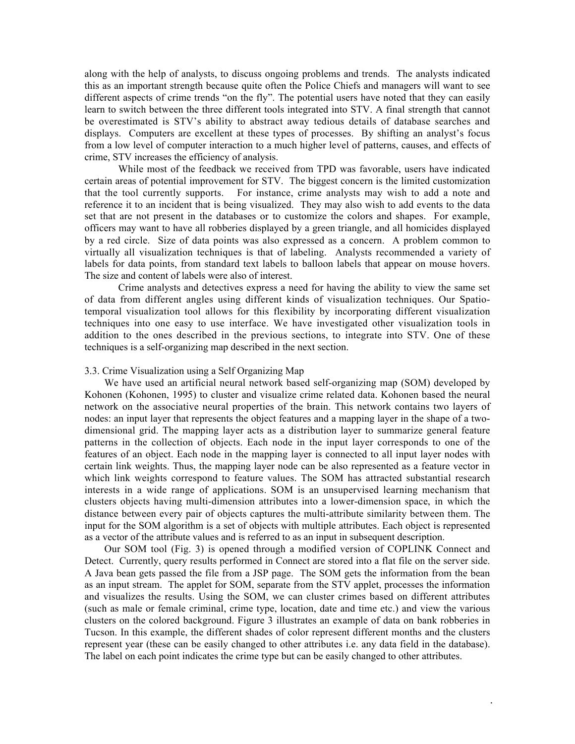along with the help of analysts, to discuss ongoing problems and trends. The analysts indicated this as an important strength because quite often the Police Chiefs and managers will want to see different aspects of crime trends "on the fly". The potential users have noted that they can easily learn to switch between the three different tools integrated into STV. A final strength that cannot be overestimated is STV's ability to abstract away tedious details of database searches and displays. Computers are excellent at these types of processes. By shifting an analyst's focus from a low level of computer interaction to a much higher level of patterns, causes, and effects of crime, STV increases the efficiency of analysis.

While most of the feedback we received from TPD was favorable, users have indicated certain areas of potential improvement for STV. The biggest concern is the limited customization that the tool currently supports. For instance, crime analysts may wish to add a note and reference it to an incident that is being visualized. They may also wish to add events to the data set that are not present in the databases or to customize the colors and shapes. For example, officers may want to have all robberies displayed by a green triangle, and all homicides displayed by a red circle. Size of data points was also expressed as a concern. A problem common to virtually all visualization techniques is that of labeling. Analysts recommended a variety of labels for data points, from standard text labels to balloon labels that appear on mouse hovers. The size and content of labels were also of interest.

Crime analysts and detectives express a need for having the ability to view the same set of data from different angles using different kinds of visualization techniques. Our Spatio-temporal visualization tool allows for this flexibility by incorporating different visualization techniques into one easy to use interface. We have investigated other visualization tools in addition to the ones described in the previous sections, to integrate into STV. One of these techniques is a self-organizing map described in the next section.

### 3.3. Crime Visualization using a Self Organizing Map

We have used an artificial neural network based self-organizing map (SOM) developed by Kohonen (Kohonen, 1995) to cluster and visualize crime related data. Kohonen based the neural network on the associative neural properties of the brain. This network contains two layers of nodes: an input layer that represents the object features and a mapping layer in the shape of a two-dimensional grid. The mapping layer acts as a distribution layer to summarize general feature patterns in the collection of objects. Each node in the input layer corresponds to one of the features of an object. Each node in the mapping layer is connected to all input layer nodes with certain link weights. Thus, the mapping layer node can be also represented as a feature vector in which link weights correspond to feature values. The SOM has attracted substantial research interests in a wide range of applications. SOM is an unsupervised learning mechanism that clusters objects having multi-dimension attributes into a lower-dimension space, in which the distance between every pair of objects captures the multi-attribute similarity between them. The input for the SOM algorithm is a set of objects with multiple attributes. Each object is represented as a vector of the attribute values and is referred to as an input in subsequent description.

Our SOM tool (Fig. 3) is opened through a modified version of COPLINK Connect and Detect. Currently, query results performed in Connect are stored into a flat file on the server side. A Java bean gets passed the file from a JSP page. The SOM gets the information from the bean as an input stream. The applet for SOM, separate from the STV applet, processes the information and visualizes the results. Using the SOM, we can cluster crimes based on different attributes (such as male or female criminal, crime type, location, date and time etc.) and view the various clusters on the colored background. Figure 3 illustrates an example of data on bank robberies in Tucson. In this example, the different shades of color represent different months and the clusters represent year (these can be easily changed to other attributes i.e. any data field in the database). The label on each point indicates the crime type but can be easily changed to other attributes.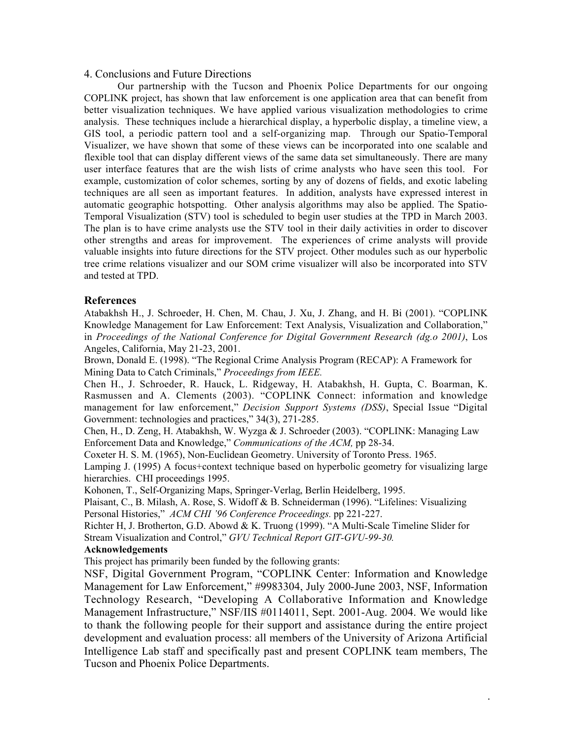## 4. Conclusions and Future Directions

Our partnership with the Tucson and Phoenix Police Departments for our ongoing COPLINK project, has shown that law enforcement is one application area that can benefit from better visualization techniques. We have applied various visualization methodologies to crime analysis. These techniques include a hierarchical display, a hyperbolic display, a timeline view, a GIS tool, a periodic pattern tool and a self-organizing map. Through our Spatio-Temporal Visualizer, we have shown that some of these views can be incorporated into one scalable and flexible tool that can display different views of the same data set simultaneously. There are many user interface features that are the wish lists of crime analysts who have seen this tool. For example, customization of color schemes, sorting by any of dozens of fields, and exotic labeling techniques are all seen as important features. In addition, analysts have expressed interest in automatic geographic hotspotting. Other analysis algorithms may also be applied. The Spatio-Temporal Visualization (STV) tool is scheduled to begin user studies at the TPD in March 2003. The plan is to have crime analysts use the STV tool in their daily activities in order to discover other strengths and areas for improvement. The experiences of crime analysts will provide valuable insights into future directions for the STV project. Other modules such as our hyperbolic tree crime relations visualizer and our SOM crime visualizer will also be incorporated into STV and tested at TPD.

## References

Atabakhsh H., J. Schroeder, H. Chen, M. Chau, J. Xu, J. Zhang, and H. Bi (2001). "COPLINK Knowledge Management for Law Enforcement: Text Analysis, Visualization and Collaboration," in *Proceedings of the National Conference for Digital Government Research (dg.o 2001)*, Los Angeles, California, May 21-23, 2001.

Brown, Donald E. (1998). "The Regional Crime Analysis Program (RECAP): A Framework for Mining Data to Catch Criminals," *Proceedings from IEEE.*

Chen H., J. Schroeder, R. Hauck, L. Ridgeway, H. Atabakhsh, H. Gupta, C. Boarman, K. Rasmussen and A. Clements (2003). "COPLINK Connect: information and knowledge management for law enforcement," *Decision Support Systems (DSS)*, Special Issue "Digital Government: technologies and practices," 34(3), 271-285.

Chen, H., D. Zeng, H. Atabakhsh, W. Wyzga & J. Schroeder (2003). "COPLINK: Managing Law Enforcement Data and Knowledge," *Communications of the ACM,* pp 28-34.

Coxeter H. S. M. (1965), Non-Euclidean Geometry. University of Toronto Press. 1965.

Lamping J. (1995) A focus+context technique based on hyperbolic geometry for visualizing large hierarchies. CHI proceedings 1995.

Kohonen, T., Self-Organizing Maps, Springer-Verlag, Berlin Heidelberg, 1995.

Plaisant, C., B. Milash, A. Rose, S. Widoff & B. Schneiderman (1996). "Lifelines: Visualizing Personal Histories," *ACM CHI '96 Conference Proceedings.* pp 221-227.

Richter H, J. Brotherton, G.D. Abowd & K. Truong (1999). "A Multi-Scale Timeline Slider for Stream Visualization and Control," *GVU Technical Report GIT-GVU-99-30.*

**Acknowledgements**

This project has primarily been funded by the following grants:

NSF, Digital Government Program, "COPLINK Center: Information and Knowledge Management for Law Enforcement," #9983304, July 2000-June 2003, NSF, Information Technology Research, "Developing A Collaborative Information and Knowledge Management Infrastructure," NSF/IIS #0114011, Sept. 2001-Aug. 2004. We would like to thank the following people for their support and assistance during the entire project development and evaluation process: all members of the University of Arizona Artificial Intelligence Lab staff and specifically past and present COPLINK team members, The Tucson and Phoenix Police Departments.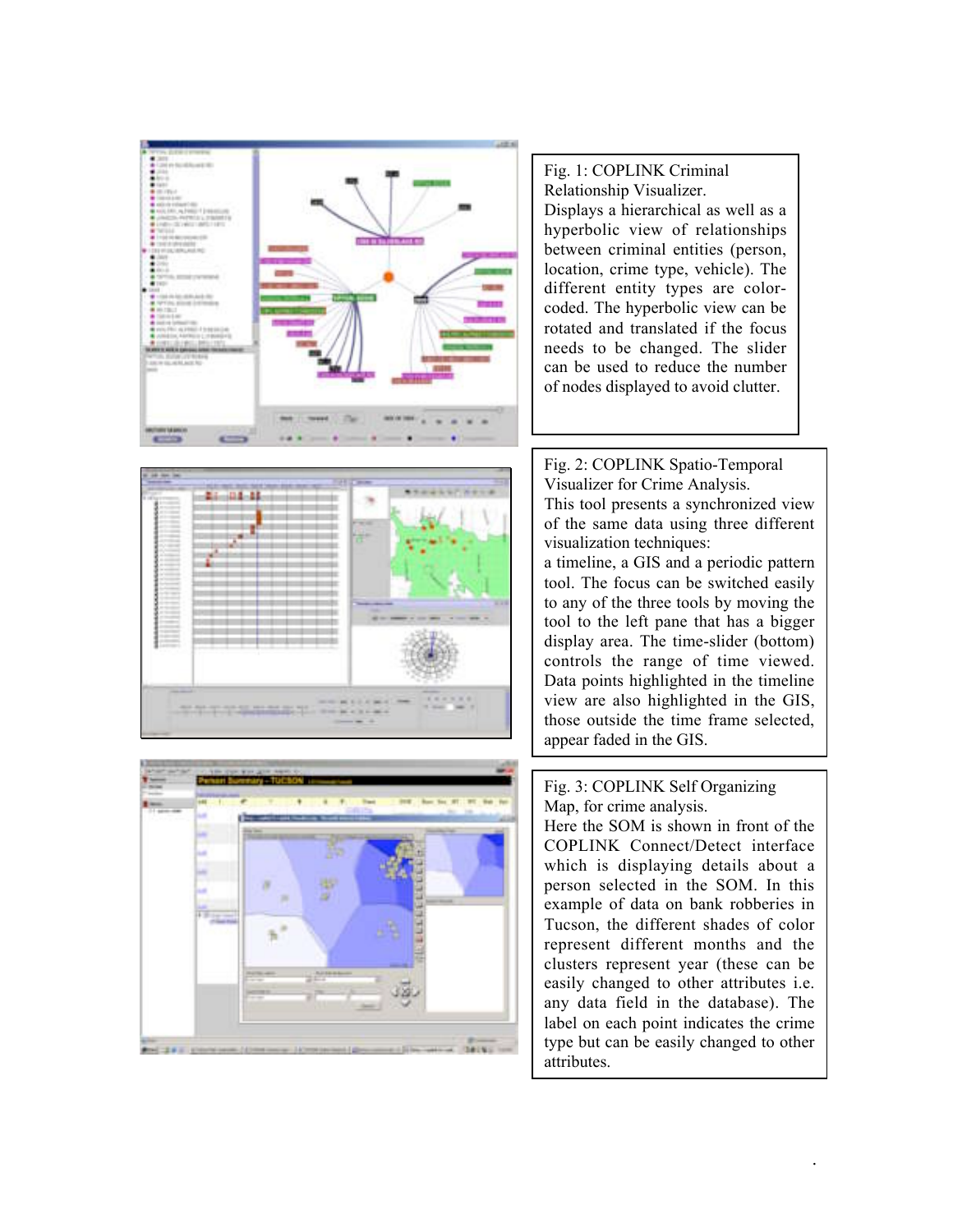Fig. 1: COPLINK Criminal Relationship Visualizer.
Displays a hierarchical as well as a hyperbolic view of relationships between criminal entities (person, location, crime type, vehicle). The different entity types are color-coded. The hyperbolic view can be rotated and translated if the focus needs to be changed. The slider can be used to reduce the number of nodes displayed to avoid clutter.

Fig. 2: COPLINK Spatio-Temporal Visualizer for Crime Analysis.
This tool presents a synchronized view of the same data using three different visualization techniques:
a timeline, a GIS and a periodic pattern tool. The focus can be switched easily to any of the three tools by moving the tool to the left pane that has a bigger display area. The time-slider (bottom) controls the range of time viewed. Data points highlighted in the timeline view are also highlighted in the GIS, those outside the time frame selected, appear faded in the GIS.

Fig. 3: COPLINK Self Organizing Map, for crime analysis.
Here the SOM is shown in front of the COPLINK Connect/Detect interface which is displaying details about a person selected in the SOM. In this example of data on bank robberies in Tucson, the different shades of color represent different months and the clusters represent year (these can be easily changed to other attributes i.e. any data field in the database). The label on each point indicates the crime type but can be easily changed to other attributes.